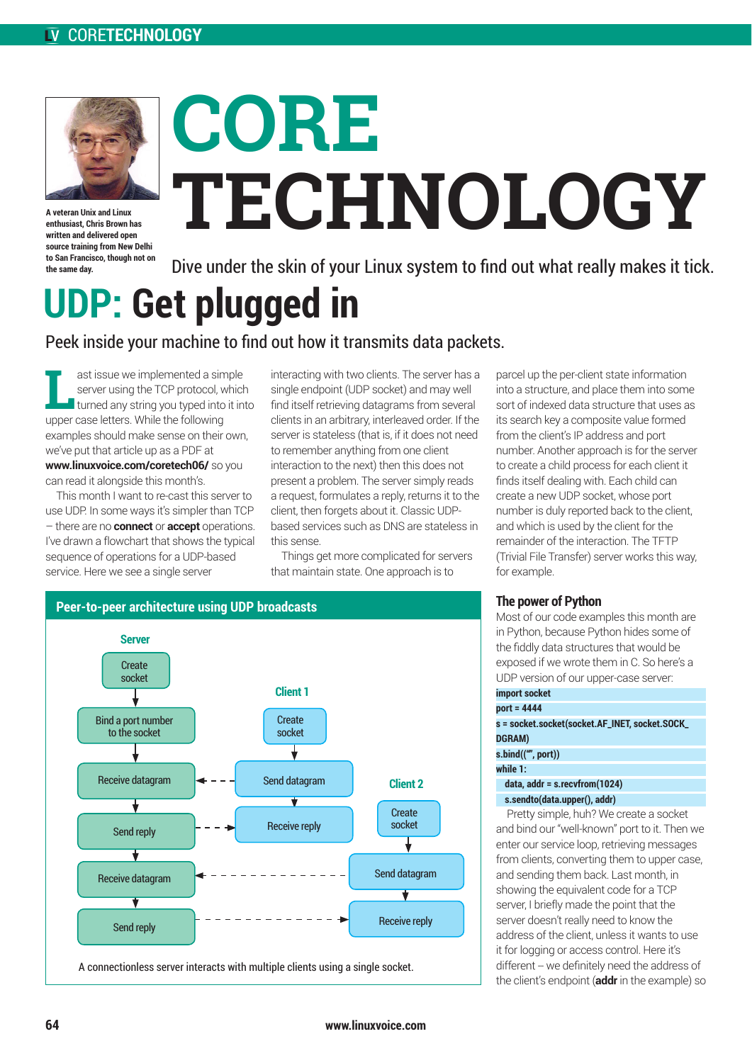# CORE TECHNOLOGY

A veteran Unix and Linux enthusiast, Chris Brown has written and delivered open source training from New Delhi to San Francisco, though not on the same day.

Dive under the skin of your Linux system to find out what really makes it tick.

## UDP: Get plugged in

Peek inside your machine to find out how it transmits data packets.

Last issue we implemented a simple server using the TCP protocol, which turned any string you typed into it into upper case letters. While the following examples should make sense on their own, we've put that article up as a PDF at **www.linuxvoice.com/coretech06/** so you can read it alongside this month's.

This month I want to re-cast this server to use UDP. In some ways it's simpler than TCP – there are no **connect** or **accept** operations. I've drawn a flowchart that shows the typical sequence of operations for a UDP-based service. Here we see a single server interacting with two clients. The server has a single endpoint (UDP socket) and may well find itself retrieving datagrams from several clients in an arbitrary, interleaved order. If the server is stateless (that is, if it does not need to remember anything from one client interaction to the next) then this does not present a problem. The server simply reads a request, formulates a reply, returns it to the client, then forgets about it. Classic UDP-based services such as DNS are stateless in this sense.

Things get more complicated for servers that maintain state. One approach is to parcel up the per-client state information into a structure, and place them into some sort of indexed data structure that uses as its search key a composite value formed from the client's IP address and port number. Another approach is for the server to create a child process for each client it finds itself dealing with. Each child can create a new UDP socket, whose port number is duly reported back to the client, and which is used by the client for the remainder of the interaction. The TFTP (Trivial File Transfer) server works this way, for example.

### Peer-to-peer architecture using UDP broadcasts

**Server:** Create socket → Bind a port number to the socket → Receive datagram → Send reply → Receive datagram → Send reply

**Client 1:** Create socket → Send datagram → Receive reply

**Client 2:** Create socket → Send datagram → Receive reply

A connectionless server interacts with multiple clients using a single socket.

### The power of Python

Most of our code examples this month are in Python, because Python hides some of the fiddly data structures that would be exposed if we wrote them in C. So here's a UDP version of our upper-case server:

```
import socket
port = 4444
s = socket.socket(socket.AF_INET, socket.SOCK_DGRAM)
s.bind(("", port))
while 1:
    data, addr = s.recvfrom(1024)
    s.sendto(data.upper(), addr)
```

Pretty simple, huh? We create a socket and bind our "well-known" port to it. Then we enter our service loop, retrieving messages from clients, converting them to upper case, and sending them back. Last month, in showing the equivalent code for a TCP server, I briefly made the point that the server doesn't really need to know the address of the client, unless it wants to use it for logging or access control. Here it's different – we definitely need the address of the client's endpoint (**addr** in the example) so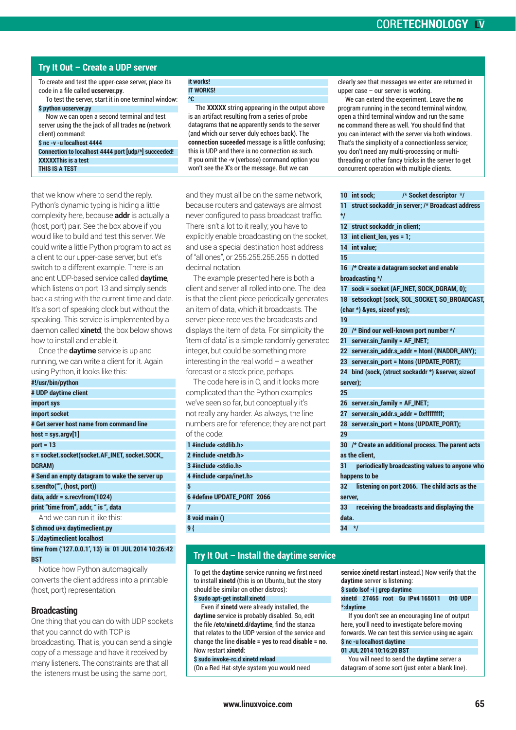## Try It Out – Create a UDP server

To create and test the upper-case server, place its code in a file called **ucserver.py**.

To test the server, start it in one terminal window:

```
$ python ucserver.py
```

Now we can open a second terminal and test server using the the jack of all trades **nc** (network client) command:

```
$ nc -v -u localhost 4444
Connection to localhost 4444 port [udp/*] succeeded!
XXXXXThis is a test
THIS IS A TEST
it works!
IT WORKS!
^C
```

The **XXXXX** string appearing in the output above is an artifact resulting from a series of probe datagrams that **nc** apparently sends to the server (and which our server duly echoes back). The **connection suceeded** message is a little confusing; this is UDP and there is no connection as such. If you omit the **-v** (verbose) command option you won't see the **X**'s or the message. But we can clearly see that messages we enter are returned in upper case – our server is working.

We can extend the experiment. Leave the **nc** program running in the second terminal window, open a third terminal window and run the same **nc** command there as well. You should find that you can interact with the server via both windows. That's the simplicity of a connectionless service; you don't need any multi-processing or multi-threading or other fancy tricks in the server to get concurrent operation with multiple clients.

---

that we know where to send the reply. Python's dynamic typing is hiding a little complexity here, because **addr** is actually a (host, port) pair. See the box above if you would like to build and test this server. We could write a little Python program to act as a client to our upper-case server, but let's switch to a different example. There is an ancient UDP-based service called **daytime**, which listens on port 13 and simply sends back a string with the current time and date. It's a sort of speaking clock but without the speaking. This service is implemented by a daemon called **xinetd**; the box below shows how to install and enable it.

Once the **daytime** service is up and running, we can write a client for it. Again using Python, it looks like this:

```
#!/usr/bin/python
# UDP daytime client
import sys
import socket
# Get server host name from command line
host = sys.argv[1]
port = 13
s = socket.socket(socket.AF_INET, socket.SOCK_DGRAM)
# Send an empty datagram to wake the server up
s.sendto("", (host, port))
data, addr = s.recvfrom(1024)
print "time from", addr, " is ", data
```

And we can run it like this:

```
$ chmod u+x daytimeclient.py
$ ./daytimeclient localhost
time from ('127.0.0.1', 13) is 01 JUL 2014 10:26:42 BST
```

Notice how Python automagically converts the client address into a printable (host, port) representation.

### Broadcasting

One thing that you can do with UDP sockets that you cannot do with TCP is broadcasting. That is, you can send a single copy of a message and have it received by many listeners. The constraints are that all the listeners must be using the same port, and they must all be on the same network, because routers and gateways are almost never configured to pass broadcast traffic. There isn't a lot to it really; you have to explicitly enable broadcasting on the socket, and use a special destination host address of "all ones", or 255.255.255.255 in dotted decimal notation.

The example presented here is both a client and server all rolled into one. The idea is that the client piece periodically generates an item of data, which it broadcasts. The server piece receives the broadcasts and displays the item of data. For simplicity the 'item of data' is a simple randomly generated integer, but could be something more interesting in the real world – a weather forecast or a stock price, perhaps.

The code here is in C, and it looks more complicated than the Python examples we've seen so far, but conceptually it's not really any harder. As always, the line numbers are for reference; they are not part of the code:

```
1 #include <stdlib.h>
2 #include <netdb.h>
3 #include <stdio.h>
4 #include <arpa/inet.h>
5
6 #define UPDATE_PORT 2066
7
8 void main ()
9 {
10 int sock;             /* Socket descriptor */
11 struct sockaddr_in server; /* Broadcast address */
12 struct sockaddr_in client;
13 int client_len, yes = 1;
14 int value;
15
16 /* Create a datagram socket and enable broadcasting */
17 sock = socket (AF_INET, SOCK_DGRAM, 0);
18 setsockopt (sock, SOL_SOCKET, SO_BROADCAST, (char *) &yes, sizeof yes);
19
20 /* Bind our well-known port number */
21 server.sin_family = AF_INET;
22 server.sin_addr.s_addr = htonl (INADDR_ANY);
23 server.sin_port = htons (UPDATE_PORT);
24 bind (sock, (struct sockaddr *) &server, sizeof server);
25
26 server.sin_family = AF_INET;
27 server.sin_addr.s_addr = 0xffffffff;
28 server.sin_port = htons (UPDATE_PORT);
29
30 /* Create an additional process. The parent acts as the client,
31    periodically broadcasting values to anyone who happens to be
32    listening on port 2066.  The child acts as the server,
33    receiving the broadcasts and displaying the data.
34 */
```

## Try It Out – Install the daytime service

To get the **daytime** service running we first need to install **xinetd** (this is on Ubuntu, but the story should be similar on other distros):

```
$ sudo apt-get install xinetd
```

Even if **xinetd** were already installed, the **daytime** service is probably disabled. So, edit the file **/etc/xinetd.d/daytime**, find the stanza that relates to the UDP version of the service and change the line **disable = yes** to read **disable = no**. Now restart **xinetd**:

```
$ sudo invoke-rc.d xinetd reload
```

(On a Red Hat-style system you would need **service xinetd restart** instead.) Now verify that the **daytime** server is listening:

```
$ sudo lsof -i | grep daytime
xinetd  27465  root   5u  IPv4 165011    0t0  UDP *:daytime
```

If you don't see an encouraging line of output here, you'll need to investigate before moving forwards. We can test this service using **nc** again:

```
$ nc -u localhost daytime
01 JUL 2014 10:16:20 BST
```

You will need to send the **daytime** server a datagram of some sort (just enter a blank line).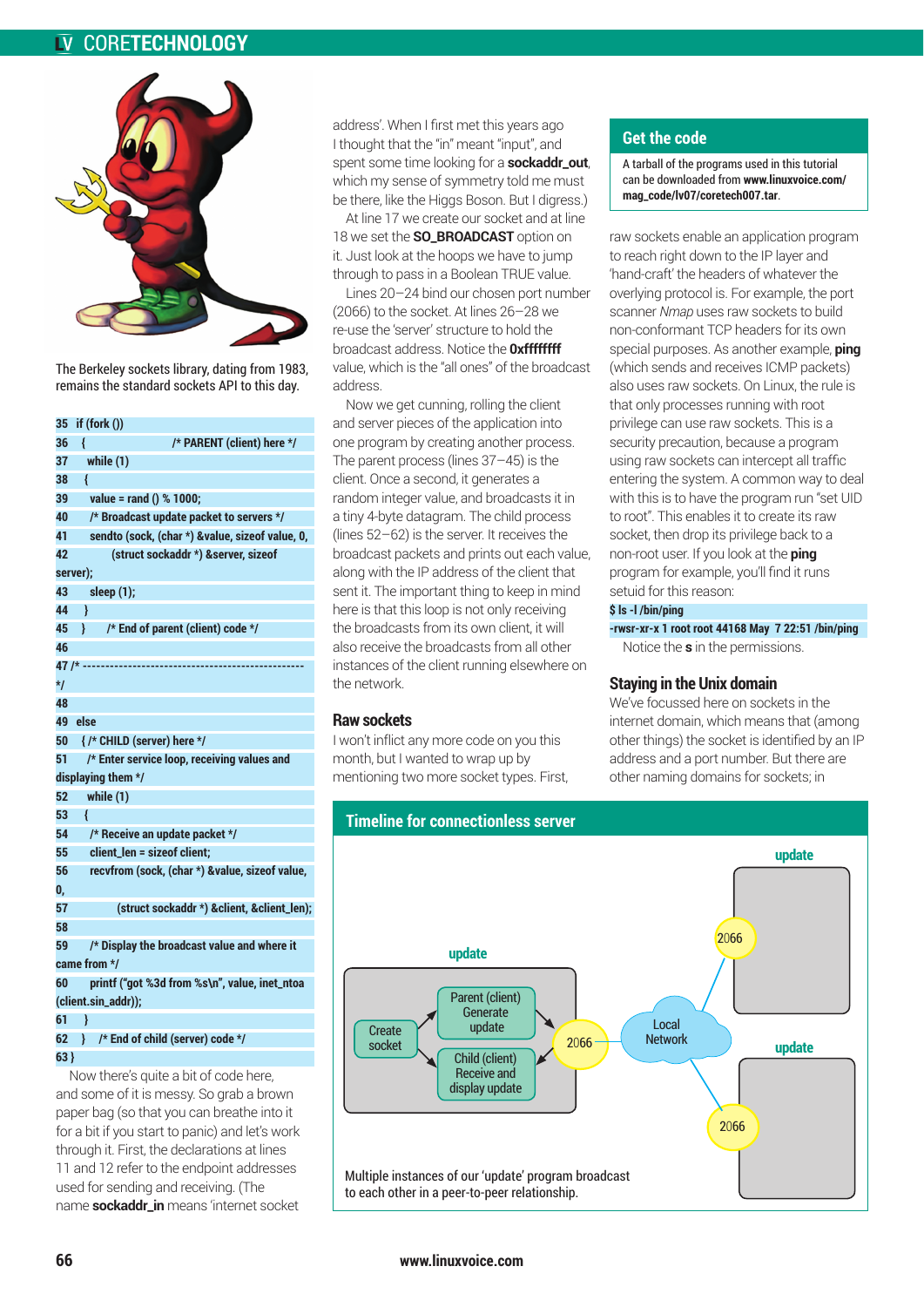The Berkeley sockets library, dating from 1983, remains the standard sockets API to this day.

```
35  if (fork ())
36    {                              /* PARENT (client) here */
37      while (1)
38      {
39        value = rand () % 1000;
40        /* Broadcast update packet to servers */
41        sendto (sock, (char *) &value, sizeof value, 0,
42               (struct sockaddr *) &server, sizeof server);
43        sleep (1);
44      }
45    }   /* End of parent (client) code */
46
47 /* ------------------------------------------------- */
48
49  else
50    { /* CHILD (server) here */
51      /* Enter service loop, receiving values and displaying them */
52      while (1)
53      {
54        /* Receive an update packet */
55        client_len = sizeof client;
56        recvfrom (sock, (char *) &value, sizeof value, 0,
57                 (struct sockaddr *) &client, &client_len);
58
59        /* Display the broadcast value and where it came from */
60        printf ("got %3d from %s\n", value, inet_ntoa (client.sin_addr));
61      }
62    }   /* End of child (server) code */
63 }
```

Now there's quite a bit of code here, and some of it is messy. So grab a brown paper bag (so that you can breathe into it for a bit if you start to panic) and let's work through it. First, the declarations at lines 11 and 12 refer to the endpoint addresses used for sending and receiving. (The name **sockaddr_in** means 'internet socket address'. When I first met this years ago I thought that the "in" meant "input", and spent some time looking for a **sockaddr_out**, which my sense of symmetry told me must be there, like the Higgs Boson. But I digress.)

At line 17 we create our socket and at line 18 we set the **SO_BROADCAST** option on it. Just look at the hoops we have to jump through to pass in a Boolean TRUE value.

Lines 20–24 bind our chosen port number (2066) to the socket. At lines 26–28 we re-use the 'server' structure to hold the broadcast address. Notice the **0xffffffff** value, which is the "all ones" of the broadcast address.

Now we get cunning, rolling the client and server pieces of the application into one program by creating another process. The parent process (lines 37–45) is the client. Once a second, it generates a random integer value, and broadcasts it in a tiny 4-byte datagram. The child process (lines 52–62) is the server. It receives the broadcast packets and prints out each value, along with the IP address of the client that sent it. The important thing to keep in mind here is that this loop is not only receiving the broadcasts from its own client, it will also receive the broadcasts from all other instances of the client running elsewhere on the network.

## Raw sockets

I won't inflict any more code on you this month, but I wanted to wrap up by mentioning two more socket types. First, raw sockets enable an application program to reach right down to the IP layer and 'hand-craft' the headers of whatever the overlying protocol is. For example, the port scanner *Nmap* uses raw sockets to build non-conformant TCP headers for its own special purposes. As another example, **ping** (which sends and receives ICMP packets) also uses raw sockets. On Linux, the rule is that only processes running with root privilege can use raw sockets. This is a security precaution, because a program using raw sockets can intercept all traffic entering the system. A common way to deal with this is to have the program run "set UID to root". This enables it to create its raw socket, then drop its privilege back to a non-root user. If you look at the **ping** program for example, you'll find it runs setuid for this reason:

```
$ ls -l /bin/ping
-rwsr-xr-x 1 root root 44168 May  7 22:51 /bin/ping
```

Notice the **s** in the permissions.

## Staying in the Unix domain

We've focussed here on sockets in the internet domain, which means that (among other things) the socket is identified by an IP address and a port number. But there are other naming domains for sockets; in

### Get the code

A tarball of the programs used in this tutorial can be downloaded from **www.linuxvoice.com/mag_code/lv07/coretech007.tar**.

### Timeline for connectionless server

update: Create socket → Parent (client) Generate update / Child (client) Receive and display update → 2066 → Local Network → 2066 update; 2066 update

Multiple instances of our 'update' program broadcast to each other in a peer-to-peer relationship.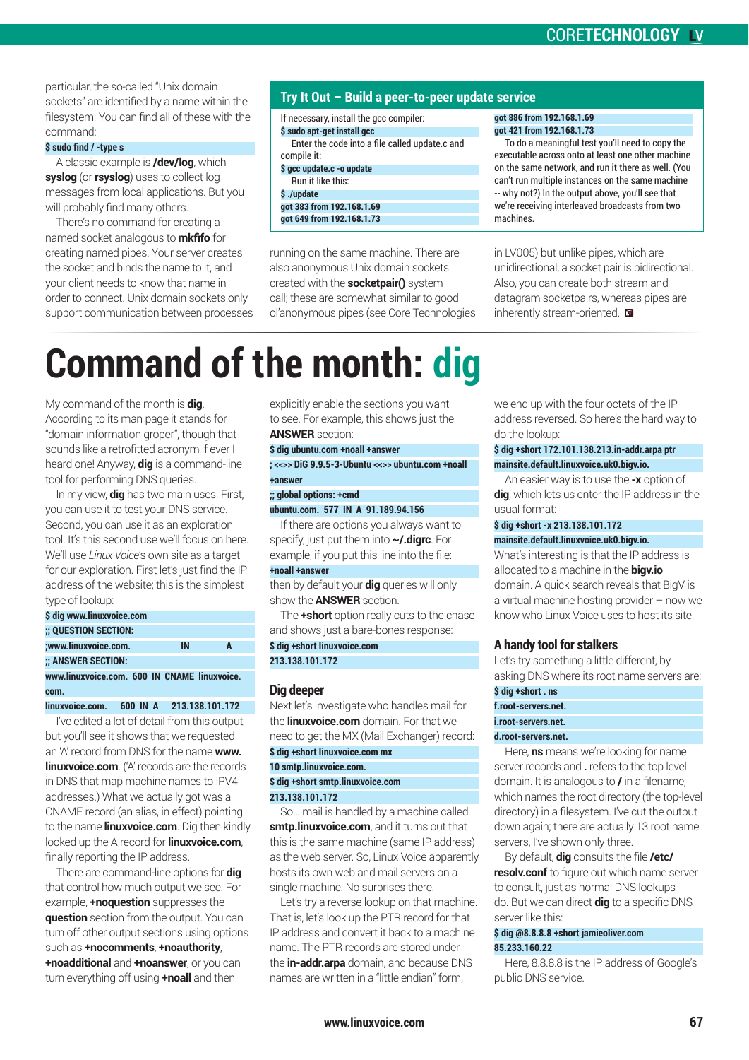particular, the so-called "Unix domain sockets" are identified by a name within the filesystem. You can find all of these with the command:

```
$ sudo find / -type s
```

A classic example is **/dev/log**, which **syslog** (or **rsyslog**) uses to collect log messages from local applications. But you will probably find many others.

There's no command for creating a named socket analogous to **mkfifo** for creating named pipes. Your server creates the socket and binds the name to it, and your client needs to know that name in order to connect. Unix domain sockets only support communication between processes running on the same machine. There are also anonymous Unix domain sockets created with the **socketpair()** system call; these are somewhat similar to good ol'anonymous pipes (see Core Technologies in LV005) but unlike pipes, which are unidirectional, a socket pair is bidirectional. Also, you can create both stream and datagram socketpairs, whereas pipes are inherently stream-oriented.

### Try It Out – Build a peer-to-peer update service

If necessary, install the gcc compiler:

```
$ sudo apt-get install gcc
```

Enter the code into a file called update.c and compile it:

```
$ gcc update.c -o update
```

Run it like this:

```
$ ./update
got 383 from 192.168.1.69
got 649 from 192.168.1.73
got 886 from 192.168.1.69
got 421 from 192.168.1.73
```

To do a meaningful test you'll need to copy the executable across onto at least one other machine on the same network, and run it there as well. (You can't run multiple instances on the same machine -- why not?) In the output above, you'll see that we're receiving interleaved broadcasts from two machines.

# Command of the month: dig

My command of the month is **dig**. According to its man page it stands for "domain information groper", though that sounds like a retrofitted acronym if ever I heard one! Anyway, **dig** is a command-line tool for performing DNS queries.

In my view, **dig** has two main uses. First, you can use it to test your DNS service. Second, you can use it as an exploration tool. It's this second use we'll focus on here. We'll use *Linux Voice*'s own site as a target for our exploration. First let's just find the IP address of the website; this is the simplest type of lookup:

```
$ dig www.linuxvoice.com
;; QUESTION SECTION:
;www.linuxvoice.com.        IN      A
;; ANSWER SECTION:
www.linuxvoice.com.  600  IN  CNAME  linuxvoice.com.
linuxvoice.com.     600  IN  A     213.138.101.172
```

I've edited a lot of detail from this output but you'll see it shows that we requested an 'A' record from DNS for the name **www.linuxvoice.com**. ('A' records are the records in DNS that map machine names to IPV4 addresses.) What we actually got was a CNAME record (an alias, in effect) pointing to the name **linuxvoice.com**. Dig then kindly looked up the A record for **linuxvoice.com**, finally reporting the IP address.

There are command-line options for **dig** that control how much output we see. For example, **+noquestion** suppresses the **question** section from the output. You can turn off other output sections using options such as **+nocomments**, **+noauthority**, **+noadditional** and **+noanswer**, or you can turn everything off using **+noall** and then explicitly enable the sections you want to see. For example, this shows just the **ANSWER** section:

```
$ dig ubuntu.com +noall +answer
; <<>> DiG 9.9.5-3-Ubuntu <<>> ubuntu.com +noall +answer
;; global options: +cmd
ubuntu.com.  577  IN  A  91.189.94.156
```

If there are options you always want to specify, just put them into **~/.digrc**. For example, if you put this line into the file:

```
+noall +answer
```

then by default your **dig** queries will only show the **ANSWER** section.

The **+short** option really cuts to the chase and shows just a bare-bones response:

```
$ dig +short linuxvoice.com
213.138.101.172
```

## Dig deeper

Next let's investigate who handles mail for the **linuxvoice.com** domain. For that we need to get the MX (Mail Exchanger) record:

```
$ dig +short linuxvoice.com mx
10 smtp.linuxvoice.com.
$ dig +short smtp.linuxvoice.com
213.138.101.172
```

So... mail is handled by a machine called **smtp.linuxvoice.com**, and it turns out that this is the same machine (same IP address) as the web server. So, Linux Voice apparently hosts its own web and mail servers on a single machine. No surprises there.

Let's try a reverse lookup on that machine. That is, let's look up the PTR record for that IP address and convert it back to a machine name. The PTR records are stored under the **in-addr.arpa** domain, and because DNS names are written in a "little endian" form, we end up with the four octets of the IP address reversed. So here's the hard way to do the lookup:

```
$ dig +short 172.101.138.213.in-addr.arpa ptr
mainsite.default.linuxvoice.uk0.bigv.io.
```

An easier way is to use the **-x** option of **dig**, which lets us enter the IP address in the usual format:

```
$ dig +short -x 213.138.101.172
mainsite.default.linuxvoice.uk0.bigv.io.
```

What's interesting is that the IP address is allocated to a machine in the **bigv.io** domain. A quick search reveals that BigV is a virtual machine hosting provider – now we know who Linux Voice uses to host its site.

## A handy tool for stalkers

Let's try something a little different, by asking DNS where its root name servers are:

```
$ dig +short . ns
f.root-servers.net.
i.root-servers.net.
d.root-servers.net.
```

Here, **ns** means we're looking for name server records and **.** refers to the top level domain. It is analogous to **/** in a filename, which names the root directory (the top-level directory) in a filesystem. I've cut the output down again; there are actually 13 root name servers, I've shown only three.

By default, **dig** consults the file **/etc/resolv.conf** to figure out which name server to consult, just as normal DNS lookups do. But we can direct **dig** to a specific DNS server like this:

```
$ dig @8.8.8.8 +short jamieoliver.com
85.233.160.22
```

Here, 8.8.8.8 is the IP address of Google's public DNS service.